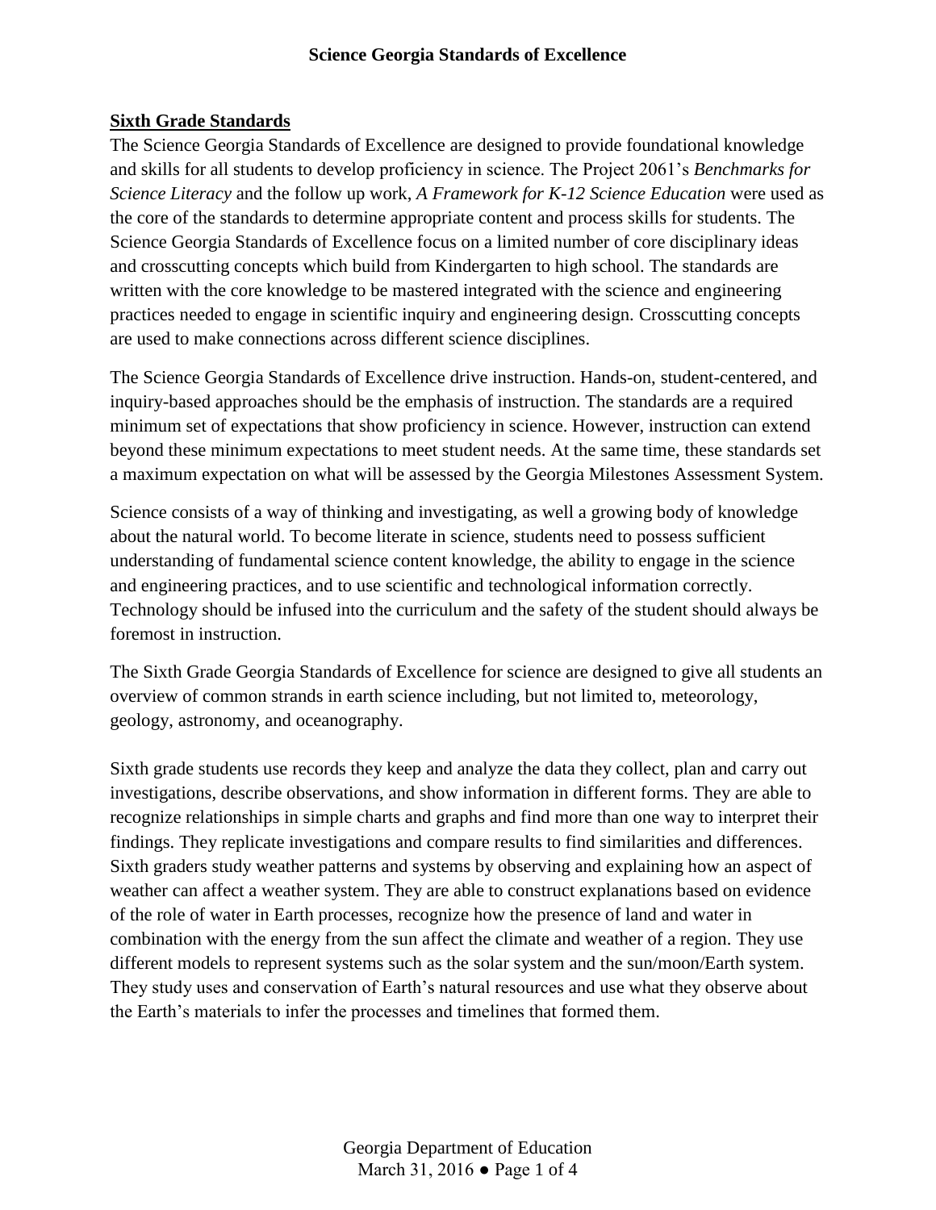# Science Georgia Standards of Excellence

## Sixth Grade Standards

The Science Georgia Standards of Excellence are designed to provide foundational knowledge and skills for all students to develop proficiency in science. The Project 2061's *Benchmarks for Science Literacy* and the follow up work, *A Framework for K-12 Science Education* were used as the core of the standards to determine appropriate content and process skills for students. The Science Georgia Standards of Excellence focus on a limited number of core disciplinary ideas and crosscutting concepts which build from Kindergarten to high school. The standards are written with the core knowledge to be mastered integrated with the science and engineering practices needed to engage in scientific inquiry and engineering design. Crosscutting concepts are used to make connections across different science disciplines.

The Science Georgia Standards of Excellence drive instruction. Hands-on, student-centered, and inquiry-based approaches should be the emphasis of instruction. The standards are a required minimum set of expectations that show proficiency in science. However, instruction can extend beyond these minimum expectations to meet student needs. At the same time, these standards set a maximum expectation on what will be assessed by the Georgia Milestones Assessment System.

Science consists of a way of thinking and investigating, as well a growing body of knowledge about the natural world. To become literate in science, students need to possess sufficient understanding of fundamental science content knowledge, the ability to engage in the science and engineering practices, and to use scientific and technological information correctly. Technology should be infused into the curriculum and the safety of the student should always be foremost in instruction.

The Sixth Grade Georgia Standards of Excellence for science are designed to give all students an overview of common strands in earth science including, but not limited to, meteorology, geology, astronomy, and oceanography.

Sixth grade students use records they keep and analyze the data they collect, plan and carry out investigations, describe observations, and show information in different forms. They are able to recognize relationships in simple charts and graphs and find more than one way to interpret their findings. They replicate investigations and compare results to find similarities and differences. Sixth graders study weather patterns and systems by observing and explaining how an aspect of weather can affect a weather system. They are able to construct explanations based on evidence of the role of water in Earth processes, recognize how the presence of land and water in combination with the energy from the sun affect the climate and weather of a region. They use different models to represent systems such as the solar system and the sun/moon/Earth system. They study uses and conservation of Earth's natural resources and use what they observe about the Earth's materials to infer the processes and timelines that formed them.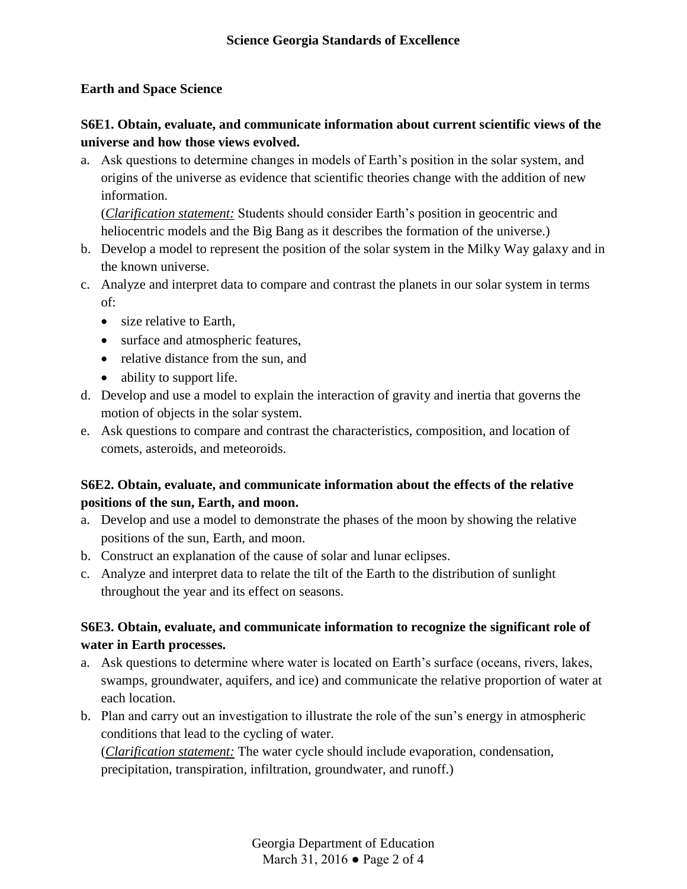## Earth and Space Science

**S6E1. Obtain, evaluate, and communicate information about current scientific views of the universe and how those views evolved.**

a. Ask questions to determine changes in models of Earth's position in the solar system, and origins of the universe as evidence that scientific theories change with the addition of new information.
   (*Clarification statement:* Students should consider Earth's position in geocentric and heliocentric models and the Big Bang as it describes the formation of the universe.)
b. Develop a model to represent the position of the solar system in the Milky Way galaxy and in the known universe.
c. Analyze and interpret data to compare and contrast the planets in our solar system in terms of:
   - size relative to Earth,
   - surface and atmospheric features,
   - relative distance from the sun, and
   - ability to support life.
d. Develop and use a model to explain the interaction of gravity and inertia that governs the motion of objects in the solar system.
e. Ask questions to compare and contrast the characteristics, composition, and location of comets, asteroids, and meteoroids.

**S6E2. Obtain, evaluate, and communicate information about the effects of the relative positions of the sun, Earth, and moon.**

a. Develop and use a model to demonstrate the phases of the moon by showing the relative positions of the sun, Earth, and moon.
b. Construct an explanation of the cause of solar and lunar eclipses.
c. Analyze and interpret data to relate the tilt of the Earth to the distribution of sunlight throughout the year and its effect on seasons.

**S6E3. Obtain, evaluate, and communicate information to recognize the significant role of water in Earth processes.**

a. Ask questions to determine where water is located on Earth's surface (oceans, rivers, lakes, swamps, groundwater, aquifers, and ice) and communicate the relative proportion of water at each location.
b. Plan and carry out an investigation to illustrate the role of the sun's energy in atmospheric conditions that lead to the cycling of water.
   (*Clarification statement:* The water cycle should include evaporation, condensation, precipitation, transpiration, infiltration, groundwater, and runoff.)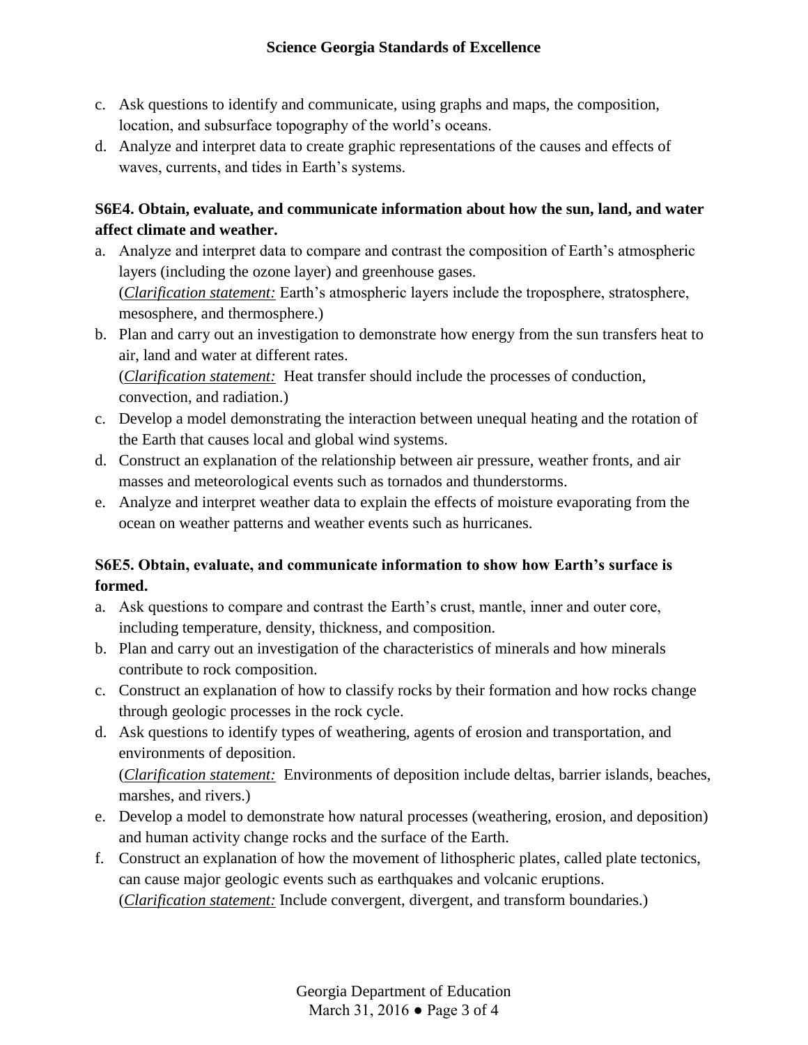c. Ask questions to identify and communicate, using graphs and maps, the composition, location, and subsurface topography of the world's oceans.

d. Analyze and interpret data to create graphic representations of the causes and effects of waves, currents, and tides in Earth's systems.

**S6E4. Obtain, evaluate, and communicate information about how the sun, land, and water affect climate and weather.**

a. Analyze and interpret data to compare and contrast the composition of Earth's atmospheric layers (including the ozone layer) and greenhouse gases.
(*Clarification statement:* Earth's atmospheric layers include the troposphere, stratosphere, mesosphere, and thermosphere.)

b. Plan and carry out an investigation to demonstrate how energy from the sun transfers heat to air, land and water at different rates.
(*Clarification statement:* Heat transfer should include the processes of conduction, convection, and radiation.)

c. Develop a model demonstrating the interaction between unequal heating and the rotation of the Earth that causes local and global wind systems.

d. Construct an explanation of the relationship between air pressure, weather fronts, and air masses and meteorological events such as tornados and thunderstorms.

e. Analyze and interpret weather data to explain the effects of moisture evaporating from the ocean on weather patterns and weather events such as hurricanes.

**S6E5. Obtain, evaluate, and communicate information to show how Earth's surface is formed.**

a. Ask questions to compare and contrast the Earth's crust, mantle, inner and outer core, including temperature, density, thickness, and composition.

b. Plan and carry out an investigation of the characteristics of minerals and how minerals contribute to rock composition.

c. Construct an explanation of how to classify rocks by their formation and how rocks change through geologic processes in the rock cycle.

d. Ask questions to identify types of weathering, agents of erosion and transportation, and environments of deposition.
(*Clarification statement:* Environments of deposition include deltas, barrier islands, beaches, marshes, and rivers.)

e. Develop a model to demonstrate how natural processes (weathering, erosion, and deposition) and human activity change rocks and the surface of the Earth.

f. Construct an explanation of how the movement of lithospheric plates, called plate tectonics, can cause major geologic events such as earthquakes and volcanic eruptions.
(*Clarification statement:* Include convergent, divergent, and transform boundaries.)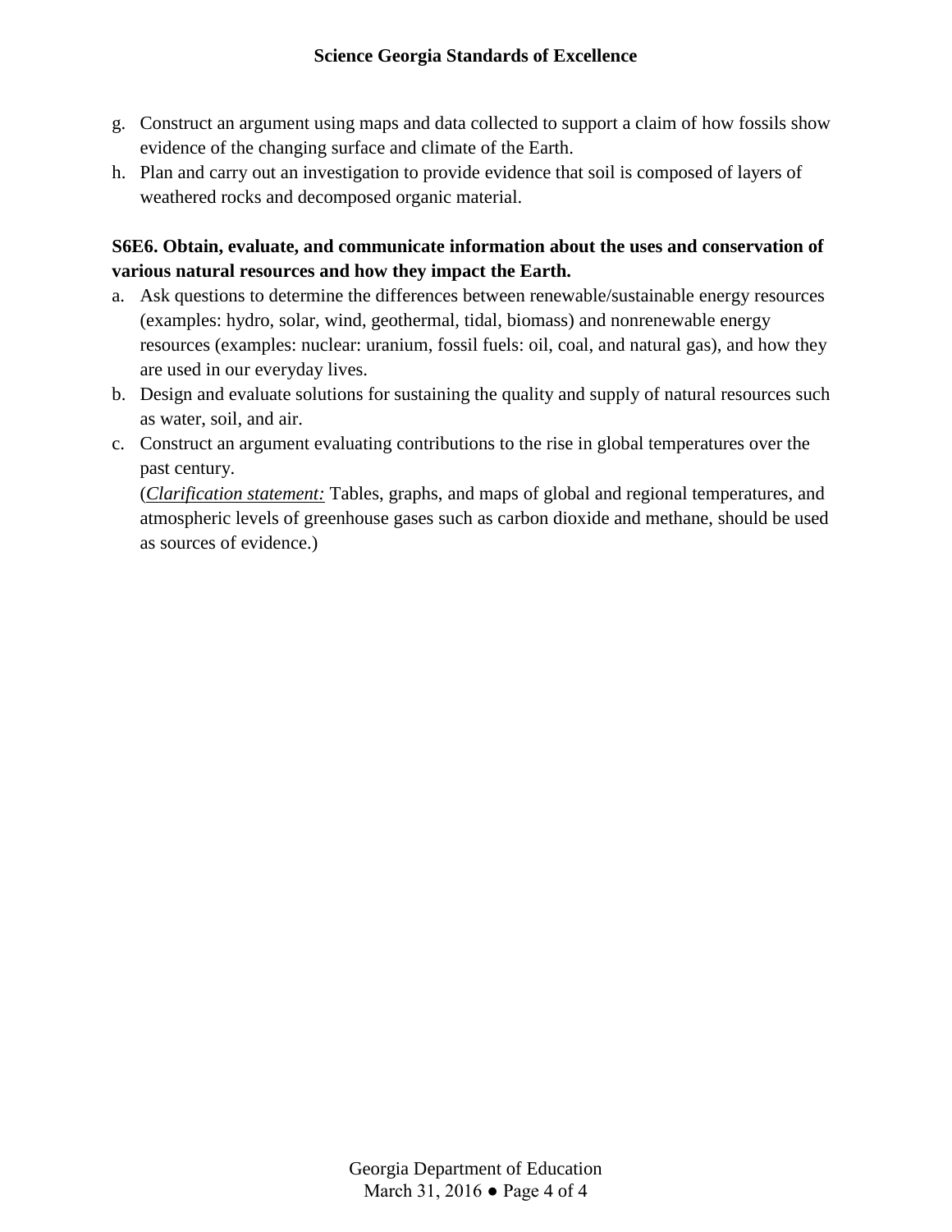g. Construct an argument using maps and data collected to support a claim of how fossils show evidence of the changing surface and climate of the Earth.
h. Plan and carry out an investigation to provide evidence that soil is composed of layers of weathered rocks and decomposed organic material.

**S6E6. Obtain, evaluate, and communicate information about the uses and conservation of various natural resources and how they impact the Earth.**

a. Ask questions to determine the differences between renewable/sustainable energy resources (examples: hydro, solar, wind, geothermal, tidal, biomass) and nonrenewable energy resources (examples: nuclear: uranium, fossil fuels: oil, coal, and natural gas), and how they are used in our everyday lives.
b. Design and evaluate solutions for sustaining the quality and supply of natural resources such as water, soil, and air.
c. Construct an argument evaluating contributions to the rise in global temperatures over the past century.
(*Clarification statement:* Tables, graphs, and maps of global and regional temperatures, and atmospheric levels of greenhouse gases such as carbon dioxide and methane, should be used as sources of evidence.)